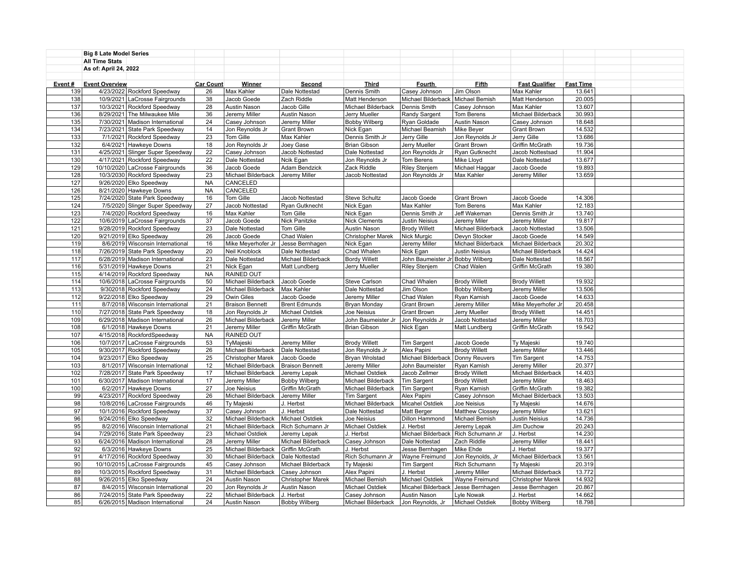**Big 8 Late Model Series**

**All Time Stats**

**As of: April 24, 2022**

| Event # | Event Overview | | Car Count | Winner | Second | Third | Fourth | Fifth | Fast Qualifier | Fast Time |
|---|---|---|---|---|---|---|---|---|---|---|
| 139 | 4/23/2022 | Rockford Speedway | 26 | Max Kahler | Dale Nottestad | Dennis Smith | Casey Johnson | Jim Olson | Max Kahler | 13.641 |
| 138 | 10/9/2021 | LaCrosse Fairgrounds | 38 | Jacob Goede | Zach Riddle | Matt Henderson | Michael Bilderback | Michael Bemish | Matt Henderson | 20.005 |
| 137 | 10/3/2021 | Rockford Speedway | 28 | Austin Nason | Jacob Gille | Michael Bilderback | Dennis Smith | Casey Johnson | Max Kahler | 13.607 |
| 136 | 8/29/2021 | The Milwaukee Mile | 36 | Jeremy Miller | Austin Nason | Jerry Mueller | Randy Sargent | Tom Berens | Michael Bilderback | 30.993 |
| 135 | 7/30/2021 | Madison International | 24 | Casey Johnson | Jeremy Miller | Bobby Wilberg | Ryan Goldade | Austin Nason | Casey Johnson | 18.648 |
| 134 | 7/23/2021 | State Park Speedway | 14 | Jon Reynolds Jr | Grant Brown | Nick Egan | Michael Beamish | Mike Beyer | Grant Brown | 14.532 |
| 133 | 7/1/2021 | Rockford Speedway | 23 | Tom Gille | Max Kahler | Dennis Smith Jr | Jerry Gille | Jon Reynolds Jr | Jerry Gille | 13.686 |
| 132 | 6/4/2021 | Hawkeye Downs | 18 | Jon Reynolds Jr | Joey Gase | Brian Gibson | Jerry Mueller | Grant Brown | Griffin McGrath | 19.736 |
| 131 | 4/25/2021 | Slinger Super Speedway | 22 | Casey Johnson | Jacob Nottestad | Dale Nottestad | Jon Reynolds Jr | Ryan Gutknecht | Jacob Nottestsad | 11.904 |
| 130 | 4/17/2021 | Rockford Speedway | 22 | Dale Nottestad | Ncik Egan | Jon Reynolds Jr | Tom Berens | Mike Lloyd | Dale Nottestad | 13.677 |
| 129 | 10/10/2020 | LaCrosse Fairgrounds | 36 | Jacob Goede | Adam Bendzick | Zack Riddle | Riley Stenjem | Michael Haggar | Jacob Goede | 19.893 |
| 128 | 10/3/2030 | Rockford Speedway | 23 | Michael Bilderback | Jeremy Miller | Jacob Nottestad | Jon Reynolds Jr | Max Kahler | Jeremy Miller | 13.659 |
| 127 | 9/26/2020 | Elko Speedway | NA | CANCELED | | | | | | |
| 126 | 8/21/2020 | Hawkeye Downs | NA | CANCELED | | | | | | |
| 125 | 7/24/2020 | State Park Speedway | 16 | Tom Gille | Jacob Nottestad | Steve Schultz | Jacob Goede | Grant Brown | Jacob Goede | 14.306 |
| 124 | 7/5/2020 | Slinger Super Speedway | 27 | Jacob Nottestad | Ryan Gutknecht | Nick Egan | Max Kahler | Tom Berens | Max Kahler | 12.183 |
| 123 | 7/4/2020 | Rockford Speedway | 16 | Max Kahler | Tom Gille | Nick Egan | Dennis Smith Jr | Jeff Wakeman | Dennis Smith Jr | 13.740 |
| 122 | 10/6/2019 | LaCrosse Fairgrounds | 37 | Jacob Goede | Nick Panitzke | Nick Clements | Justin Neisius | Jeremy Miler | Jeremy Miller | 19.817 |
| 121 | 9/28/2019 | Rockford Speedway | 23 | Dale Nottestad | Tom Gille | Austin Nason | Brody Willett | Michael Bilderback | Jacob Nottestad | 13.506 |
| 120 | 9/21/2019 | Elko Speedway | 26 | Jacob Goede | Chad Walen | Christopher Marek | Nick Murgic | Devyn Stocker | Jacob Goede | 14.549 |
| 119 | 8/6/2019 | Wisconsin International | 16 | Mike Meyerhofer Jr | Jesse Bernhagen | Nick Egan | Jeremy Miller | Michael Bilderback | Michael Bilderback | 20.302 |
| 118 | 7/26/2019 | State Park Speedway | 20 | Neil Knoblock | Dale Nottestad | Chad Whalen | Nick Egan | Justin Neisius | Michael Bilderback | 14.424 |
| 117 | 6/28/2019 | Madison International | 23 | Dale Nottestad | Michael Bilderback | Bordy Willett | John Baumeister Jr | Bobby Wilberg | Dale Nottestad | 18.567 |
| 116 | 5/31/2019 | Hawkeye Downs | 21 | Nick Egan | Matt Lundberg | Jerry Mueller | Riley Stenjem | Chad Walen | Griffin McGrath | 19.380 |
| 115 | 4/14/2019 | Rockford Speedway | NA | RAINED OUT | | | | | | |
| 114 | 10/6/2018 | LaCrosse Fairgrounds | 50 | Michael Bilderback | Jacob Goede | Steve Carlson | Chad Whalen | Brody Willett | Brody Willett | 19.932 |
| 113 | 9/302018 | Rockford Speedway | 24 | Michael Bilderback | Max Kahler | Dale Nottestad | Jim Olson | Bobby Wilberg | Jeremy Miller | 13.506 |
| 112 | 9/22/2018 | Elko Speedway | 29 | Owin Giles | Jacob Goede | Jeremy Miller | Chad Walen | Ryan Kamish | Jacob Goede | 14.633 |
| 111 | 8/7/2018 | Wisconsin International | 21 | Braison Bennett | Brent Edmunds | Bryan Monday | Grant Brown | Jeremy Miller | Mike Meyerhofer Jr | 20.458 |
| 110 | 7/27/2018 | State Park Speedway | 18 | Jon Reynolds Jr | Michael Ostdiek | Joe Neisius | Grant Brown | Jerry Mueller | Brody Willett | 14.451 |
| 109 | 6/29/2018 | Madison International | 26 | Michael Bilderback | Jeremy Miller | John Baumeister Jr | Jon Reynolds Jr | Jacob Nottestad | Jeremy Miller | 18.703 |
| 108 | 6/1/2018 | Hawkeye Downs | 21 | Jeremy Miller | Griffin McGrath | Brian Gibson | Nick Egan | Matt Lundberg | Griffin McGrath | 19.542 |
| 107 | 4/15/2018 | RockfordSpeedway | NA | RAINED OUT | | | | | | |
| 106 | 10/7/2017 | LaCrosse Fairgrounds | 53 | TyMajeski | Jeremy Miller | Brody Willett | Tim Sargent | Jacob Goede | Ty Majeski | 19.740 |
| 105 | 9/30/2017 | Rockford Speedway | 26 | Michael Bilderback | Dale Nottestad | Jon Reynolds Jr | Alex Papini | Brody Willett | Jeremy Miller | 13.446 |
| 104 | 9/23/2017 | Elko Speedway | 25 | Christopher Marek | Jacob Goede | Bryan Wrolstad | Michael Bilderback | Donny Reuvers | Tim Sargent | 14.753 |
| 103 | 8/1/2017 | Wisconsin International | 12 | Michael Bilderback | Braison Bennett | Jeremy Miller | John Baumeister | Ryan Kamish | Jeremy Miller | 20.377 |
| 102 | 7/28/2017 | State Park Speedway | 17 | Michael Bilderback | Jeremy Lepak | Michael Ostdiek | Jacob Zellmer | Brody Willett | Michael Bilderback | 14.403 |
| 101 | 6/30/2017 | Madison International | 17 | Jeremy Miller | Bobby Wilberg | Michael Bilderback | Tim Sargent | Brody Willett | Jeremy Miller | 18.463 |
| 100 | 6/2/2017 | Hawkeye Downs | 27 | Joe Neisius | Griffin McGrath | Michael Bilderback | Tim Sargent | Ryan Kamish | Griffin McGrath | 19.382 |
| 99 | 4/23/2017 | Rockford Speedway | 26 | Michael Bilderback | Jeremy Miller | Tim Sargent | Alex Papini | Casey Johnson | Michael Bilderback | 13.503 |
| 98 | 10/8/2016 | LaCrosse Fairgrounds | 46 | Ty Majeski | J. Herbst | Michael Bilderback | Micahel Ostdiek | Joe Neisius | Ty Majeski | 14.676 |
| 97 | 10/1/2016 | Rockford Speedway | 37 | Casey Johnson | J. Herbst | Dale Nottestad | Matt Berger | Matthew Clossey | Jeremy Miller | 13.621 |
| 96 | 9/24/2016 | Elko Speedway | 32 | Michael Bilderback | Michael Ostdiek | Joe Neisius | Dillon Hammond | Michael Bemish | Justin Neisius | 14.736 |
| 95 | 8/2/2016 | Wisconsin International | 21 | Michael Bilderback | Rich Schumann Jr | Michael Ostdiek | J. Herbst | Jeremy Lepak | Jim Duchow | 20.243 |
| 94 | 7/29/2016 | State Park Speedway | 23 | Michael Ostdiek | Jeremy Lepak | J. Herbst | Michael Bilderback | Rich Schumann Jr | J. Herbst | 14.230 |
| 93 | 6/24/2016 | Madison International | 28 | Jeremy Miller | Michael Bilderback | Casey Johnson | Dale Nottestad | Zach Riddle | Jeremy Miller | 18.441 |
| 92 | 6/3/2016 | Hawkeye Downs | 25 | Michael Bilderback | Griffin McGrath | J. Herbst | Jesse Bernhagen | Mike Ehde | J. Herbst | 19.377 |
| 91 | 4/17/2016 | Rockford Speedway | 30 | Michael Bilderback | Dale Nottestad | Rich Schumann Jr | Wayne Freimund | Jon Reynolds, Jr | Michael Bilderback | 13.561 |
| 90 | 10/10/2015 | LaCrosse Fairgrounds | 45 | Casey Johnson | Michael Bilderback | Ty Majeski | Tim Sargent | Rich Schumann | Ty Majeski | 20.319 |
| 89 | 10/3/2015 | Rockford Speedway | 31 | Michael Bilderback | Casey Johnson | Alex Papini | J. Herbst | Jeremy Miller | Michael Bilderback | 13.772 |
| 88 | 9/26/2015 | Elko Speedway | 24 | Austin Nason | Christopher Marek | Michael Bemish | Michael Ostdiek | Wayne Freimund | Christopher Marek | 14.932 |
| 87 | 8/4/2015 | Wisconsin International | 20 | Jon Reynolds Jr | Austin Nason | Michael Ostdiek | Micahel Bilderback | Jesse Bernhagen | Jesse Bernhagen | 20.867 |
| 86 | 7/24/2015 | State Park Speedway | 22 | Michael Bilderback | J. Herbst | Casey Johnson | Austin Nason | Lyle Nowak | J. Herbst | 14.662 |
| 85 | 6/26/2015 | Madison International | 24 | Austin Nason | Bobby Wilberg | Michael Bilderback | Jon Reynolds, Jr | Michael Ostdiek | Bobby Wilberg | 18.798 |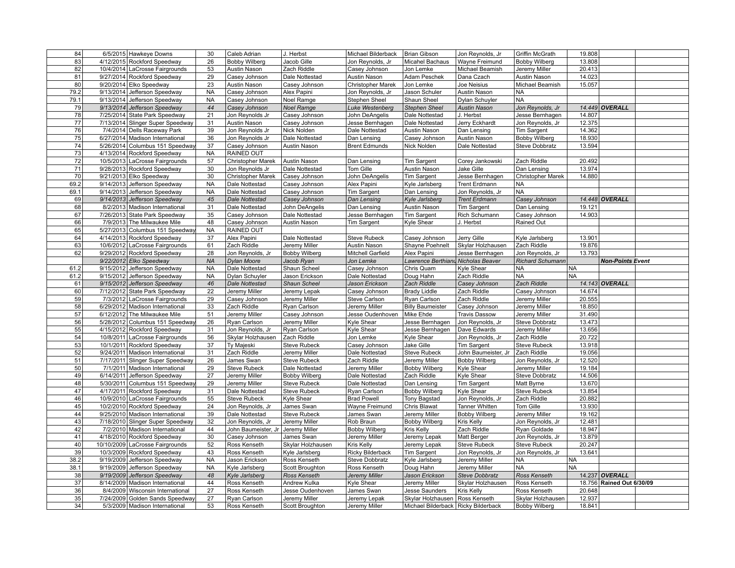| | | | | | | | | | | | | |
|---|---|---|---|---|---|---|---|---|---|---|---|---|
| 84 | 6/5/2015 | Hawkeye Downs | 30 | Caleb Adrian | J. Herbst | Michael Bilderback | Brian Gibson | Jon Reynolds, Jr | Griffin McGrath | 19.808 | | |
| 83 | 4/12/2015 | Rockford Speedway | 26 | Bobby Wilberg | Jacob Gille | Jon Reynolds, Jr | Micahel Bachaus | Wayne Freimund | Bobby Wilberg | 13.808 | | |
| 82 | 10/4/2014 | LaCrosse Fairgrounds | 53 | Austin Nason | Zach Riddle | Casey Johnson | Jon Lemke | Michael Beamish | Jeremy Miller | 20.413 | | |
| 81 | 9/27/2014 | Rockford Speedway | 29 | Casey Johnson | Dale Nottestad | Austin Nason | Adam Peschek | Dana Czach | Austin Nason | 14.023 | | |
| 80 | 9/20/2014 | Elko Speedway | 23 | Austin Nason | Casey Johnson | Christopher Marek | Jon Lemke | Joe Neisius | Michael Beamish | 15.057 | | |
| 79.2 | 9/13/2014 | Jefferson Speedway | NA | Casey Johnson | Alex Papini | Jon Reynolds, Jr | Jason Schuler | Austin Nason | NA | | | |
| 79.1 | 9/13/2014 | Jefferson Speedway | NA | Casey Johnson | Noel Ramge | Stephen Sheel | Shaun Sheel | Dylan Schuyler | NA | | | |
| 79 | *9/13/2014* | *Jefferson Speedway* | *44* | *Casey Johnson* | *Noel Ramge* | *Luke Westenberg* | *Stephen Sheel* | *Austin Nason* | *Jon Reynolds, Jr* | *14.449* | ***OVERALL*** | |
| 78 | 7/25/2014 | State Park Speedway | 21 | Jon Reynolds Jr | Casey Johnson | John DeAngelis | Dale Nottestad | J. Herbst | Jesse Bernhagen | 14.807 | | |
| 77 | 7/13/2014 | Slinger Super Speedway | 31 | Austin Nason | Casey Johnson | Jesse Bernhagen | Dale Nottestad | Jerry Eckhardt | Jon Reynolds, Jr | 12.375 | | |
| 76 | 7/4/2014 | Dells Raceway Park | 39 | Jon Reynolds Jr | Nick Nolden | Dale Nottestad | Austin Nason | Dan Lensing | Tim Sargent | 14.362 | | |
| 75 | 6/27/2014 | Madison International | 36 | Jon Reynolds Jr | Dale Nottestad | Dan Lensing | Casey Johnson | Austin Nason | Bobby Wilberg | 18.930 | | |
| 74 | 5/26/2014 | Columbus 151 Speedway | 37 | Casey Johnson | Austin Nason | Brent Edmunds | Nick Nolden | Dale Nottestad | Steve Dobbratz | 13.594 | | |
| 73 | 4/13/2014 | Rockford Speedway | NA | RAINED OUT | | | | | | | | |
| 72 | 10/5/2013 | LaCrosse Fairgrounds | 57 | Christopher Marek | Austin Nason | Dan Lensing | Tim Sargent | Corey Jankowski | Zach Riddle | 20.492 | | |
| 71 | 9/28/2013 | Rockford Speedway | 30 | Jon Reynolds Jr | Dale Nottestad | Tom Gille | Austin Nason | Jake Gille | Dan Lensing | 13.974 | | |
| 70 | 9/21/2013 | Elko Speedway | 30 | Christopher Marek | Casey Johnson | John DeAngelis | Tim Sargent | Jesse Bernhagen | Christopher Marek | 14.880 | | |
| 69.2 | 9/14/2013 | Jefferson Speedway | NA | Dale Nottestad | Casey Johnson | Alex Papini | Kyle Jarlsberg | Trent Erdmann | NA | | | |
| 69.1 | 9/14/2013 | Jefferson Speedway | NA | Dale Nottestad | Casey Johnson | Tim Sargent | Dan Lensing | Jon Reynolds, Jr | NA | | | |
| 69 | *9/14/2013* | *Jefferson Speedway* | *45* | *Dale Nottestad* | *Casey Johnson* | *Dan Lensing* | *Kyle Jarlsberg* | *Trent Erdmann* | *Casey Johnson* | *14.448* | ***OVERALL*** | |
| 68 | 8/2/2013 | Madison International | 31 | Dale Nottestad | John DeAngelis | Dan Lensing | Austin Nason | Tim Sargent | Dan Lensing | 19.121 | | |
| 67 | 7/26/2013 | State Park Speedway | 35 | Casey Johnson | Dale Nottestad | Jesse Bernhagen | Tim Sargent | Rich Schumann | Casey Johnson | 14.903 | | |
| 66 | 7/9/2013 | The Milwaukee Mile | 48 | Casey Johnson | Austin Nason | Tim Sargent | Kyle Shear | J. Herbst | Rained Out | | | |
| 65 | 5/27/2013 | Columbus 151 Speedway | NA | RAINED OUT | | | | | | | | |
| 64 | 4/14/2013 | Rockford Speedway | 37 | Alex Papini | Dale Nottestad | Steve Rubeck | Casey Johnson | Jerry Gille | Kyle Jarlsberg | 13.901 | | |
| 63 | 10/6/2012 | LaCrosse Fairgrounds | 61 | Zach Riddle | Jeremy Miller | Austin Nason | Shayne Poehnelt | Skylar Holzhausen | Zach Riddle | 19.876 | | |
| 62 | 9/29/2012 | Rockford Speedway | 28 | Jon Reynolds, Jr | Bobby Wilberg | Mitchell Garfield | Alex Papini | Jesse Bernhagen | Jon Reynolds, Jr | 13.793 | | |
| | *9/22/2012* | *Elko Speedway* | *NA* | *Dylan Moore* | *Jacob Ryan* | *Jon Lemke* | *Lawrence Berthianu* | *Nicholas Beaver* | *Richard Schumann* | | ***Non-Points Event*** | |
| 61.2 | 9/15/2012 | Jefferson Speedway | NA | Dale Nottestad | Shaun Scheel | Casey Johnson | Chris Quam | Kyle Shear | NA | NA | | |
| 61.2 | 9/15/2012 | Jefferson Speedway | NA | Dylan Schuyler | Jason Erickson | Dale Nottestad | Doug Hahn | Zach Riddle | NA | NA | | |
| 61 | *9/15/2012* | *Jefferson Speedway* | *46* | *Dale Nottestad* | *Shaun Scheel* | *Jason Erickson* | *Zach Riddle* | *Casey Johnson* | *Zach Riddle* | *14.143* | ***OVERALL*** | |
| 60 | 7/12/2012 | State Park Speedway | 22 | Jeremy Miller | Jeremy Lepak | Casey Johnson | Brady Liddle | Zach Riddle | Casey Johnson | 14.674 | | |
| 59 | 7/3/2012 | LaCrosse Fairgrounds | 29 | Casey Johnson | Jeremy Miller | Steve Carlson | Ryan Carlson | Zach Riddle | Jeremy Miller | 20.555 | | |
| 58 | 6/29/2012 | Madison International | 33 | Zach Riddle | Ryan Carlson | Jeremy Miller | Billy Baumeister | Casey Johnson | Jeremy Miller | 18.850 | | |
| 57 | 6/12/2012 | The Milwaukee Mile | 51 | Jeremy Miller | Casey Johnson | Jesse Oudenhoven | Mike Ehde | Travis Dassow | Jeremy Miller | 31.490 | | |
| 56 | 5/28/2012 | Columbus 151 Speedway | 26 | Ryan Carlson | Jeremy Miller | Kyle Shear | Jesse Bernhagen | Jon Reynolds, Jr | Steve Dobbratz | 13.473 | | |
| 55 | 4/15/2012 | Rockford Speedway | 31 | Jon Reynolds, Jr | Ryan Carlson | Kyle Shear | Jesse Bernhagen | Dave Edwards | Jeremy Miller | 13.656 | | |
| 54 | 10/8/2011 | LaCrosse Fairgrounds | 56 | Skylar Holzhausen | Zach Riddle | Jon Lemke | Kyle Shear | Jon Reynolds, Jr | Zach Riddle | 20.722 | | |
| 53 | 10/1/2011 | Rockford Speedway | 37 | Ty Majeski | Steve Rubeck | Casey Johnson | Jake Gille | Tim Sargent | Steve Rubeck | 13.918 | | |
| 52 | 9/24/2011 | Madison International | 31 | Zach Riddle | Jeremy Miller | Dale Nottestad | Steve Rubeck | John Baumeister, Jr | Zach Riddle | 19.056 | | |
| 51 | 7/17/2011 | Slinger Super Speedway | 26 | James Swan | Steve Rubeck | Zach Riddle | Jeremy Miller | Bobby Wilberg | Jon Reynolds, Jr | 12.520 | | |
| 50 | 7/1/2011 | Madison International | 29 | Steve Rubeck | Dale Nottestad | Jeremy Miller | Bobby Wilberg | Kyle Shear | Jeremy Miller | 19.184 | | |
| 49 | 6/14/2011 | Jefferson Speedway | 27 | Jeremy Miller | Bobby Wilberg | Dale Nottestad | Zach Riddle | Kyle Shear | Steve Dobbratz | 14.506 | | |
| 48 | 5/30/2011 | Columbus 151 Speedway | 29 | Jeremy Miller | Steve Rubeck | Dale Nottestad | Dan Lensing | Tim Sargent | Matt Byrne | 13.670 | | |
| 47 | 4/17/2011 | Rockford Speedway | 31 | Dale Nottestad | Steve Rubeck | Ryan Carlson | Bobby Wilberg | Kyle Shear | Steve Rubeck | 13.854 | | |
| 46 | 10/9/2010 | LaCrosse Fairgrounds | 55 | Steve Rubeck | Kyle Shear | Brad Powell | Tony Bagstad | Jon Reynolds, Jr | Zach Riddle | 20.882 | | |
| 45 | 10/2/2010 | Rockford Speedway | 24 | Jon Reynolds, Jr | James Swan | Wayne Freimund | Chris Blawat | Tanner Whitten | Tom Gille | 13.930 | | |
| 44 | 9/25/2010 | Madison International | 39 | Dale Nottestad | Steve Rubeck | James Swan | Jeremy Miller | Bobby Wilberg | Jeremy Miller | 19.162 | | |
| 43 | 7/18/2010 | Slinger Super Speedway | 32 | Jon Reynolds, Jr | Jeremy Miller | Rob Braun | Bobby Wilberg | Kris Kelly | Jon Reynolds, Jr | 12.481 | | |
| 42 | 7/2/2010 | Madison International | 44 | John Baumeister, Jr | Jeremy Miller | Bobby Wilberg | Kris Kelly | Zach Riddle | Ryan Goldade | 18.947 | | |
| 41 | 4/18/2010 | Rockford Speedway | 30 | Casey Johnson | James Swan | Jeremy Miller | Jeremy Lepak | Matt Berger | Jon Reynolds, Jr | 13.879 | | |
| 40 | 10/10/2009 | LaCrosse Fairgrounds | 52 | Ross Kenseth | Skylar Holzhausen | Kris Kelly | Jeremy Lepak | Steve Rubeck | Steve Rubeck | 20.247 | | |
| 39 | 10/3/2009 | Rockford Speedway | 43 | Ross Kenseth | Kyle Jarlsberg | Ricky Bilderback | Tim Sargent | Jon Reynolds, Jr | Jon Reynolds, Jr | 13.641 | | |
| 38.2 | 9/19/2009 | Jefferson Speedway | NA | Jason Erickson | Ross Kenseth | Steve Dobbratz | Kyle Jarlsberg | Jeremy Miller | NA | NA | | |
| 38.1 | 9/19/2009 | Jefferson Speedway | NA | Kyle Jarlsberg | Scott Broughton | Ross Kenseth | Doug Hahn | Jeremy Miller | NA | NA | | |
| 38 | *9/19/2009* | *Jefferson Speedway* | *48* | *Kyle Jarlsberg* | *Ross Kenseth* | *Jeremy Miller* | *Jason Erickson* | *Steve Dobbratz* | *Ross Kenseth* | *14.237* | ***OVERALL*** | |
| 37 | 8/14/2009 | Madison International | 44 | Ross Kenseth | Andrew Kulka | Kyle Shear | Jeremy Miller | Skylar Holzhausen | Ross Kenseth | 18.756 | **Rained Out 6/30/09** | |
| 36 | 8/4/2009 | Wisconsin International | 27 | Ross Kenseth | Jesse Oudenhoven | James Swan | Jesse Saunders | Kris Kelly | Ross Kenseth | 20.648 | | |
| 35 | 7/24/2009 | Golden Sands Speedway | 27 | Ryan Carlson | Jeremy Miller | Jeremy Lepak | Skylar Holzhausen | Ross Kenseth | Skylar Holzhausen | 12.937 | | |
| 34 | 5/3/2009 | Madison International | 53 | Ross Kenseth | Scott Broughton | Jeremy Miller | Michael Bilderback | Ricky Bilderback | Bobby Wilberg | 18.841 | | |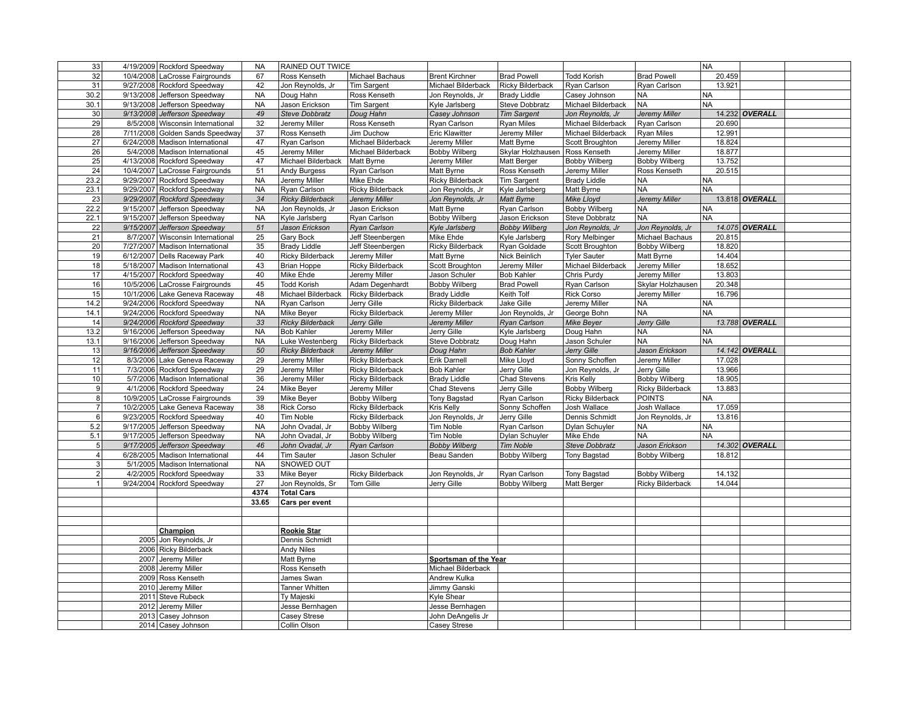| | | | | | | | | | | | | |
|---|---|---|---|---|---|---|---|---|---|---|---|---|
| 33 | 4/19/2009 | Rockford Speedway | NA | RAINED OUT TWICE | | | | | | NA | | |
| 32 | 10/4/2008 | LaCrosse Fairgrounds | 67 | Ross Kenseth | Michael Bachaus | Brent Kirchner | Brad Powell | Todd Korish | Brad Powell | 20.459 | | |
| 31 | 9/27/2008 | Rockford Speedway | 42 | Jon Reynolds, Jr | Tim Sargent | Michael Bilderback | Ricky Bilderback | Ryan Carlson | Ryan Carlson | 13.921 | | |
| 30.2 | 9/13/2008 | Jefferson Speedway | NA | Doug Hahn | Ross Kenseth | Jon Reynolds, Jr | Brady Liddle | Casey Johnson | NA | NA | | |
| 30.1 | 9/13/2008 | Jefferson Speedway | NA | Jason Erickson | Tim Sargent | Kyle Jarlsberg | Steve Dobbratz | Michael Bilderback | NA | NA | | |
| 30 | *9/13/2008* | *Jefferson Speedway* | *49* | *Steve Dobbratz* | *Doug Hahn* | *Casey Johnson* | *Tim Sargent* | *Jon Reynolds, Jr* | *Jeremy Miller* | *14.232* | ***OVERALL*** | |
| 29 | 8/5/2008 | Wisconsin International | 32 | Jeremy Miller | Ross Kenseth | Ryan Carlson | Ryan Miles | Michael Bilderback | Ryan Carlson | 20.690 | | |
| 28 | 7/11/2008 | Golden Sands Speedway | 37 | Ross Kenseth | Jim Duchow | Eric Klawitter | Jeremy Miller | Michael Bilderback | Ryan Miles | 12.991 | | |
| 27 | 6/24/2008 | Madison International | 47 | Ryan Carlson | Michael Bilderback | Jeremy Miller | Matt Byrne | Scott Broughton | Jeremy Miller | 18.824 | | |
| 26 | 5/4/2008 | Madison International | 45 | Jeremy Miller | Michael Bilderback | Bobby Wilberg | Skylar Holzhausen | Ross Kenseth | Jeremy Miller | 18.877 | | |
| 25 | 4/13/2008 | Rockford Speedway | 47 | Michael Bilderback | Matt Byrne | Jeremy Miller | Matt Berger | Bobby Wilberg | Bobby Wilberg | 13.752 | | |
| 24 | 10/4/2007 | LaCrosse Fairgrounds | 51 | Andy Burgess | Ryan Carlson | Matt Byrne | Ross Kenseth | Jeremy Miller | Ross Kenseth | 20.515 | | |
| 23.2 | 9/29/2007 | Rockford Speedway | NA | Jeremy Miller | Mike Ehde | Ricky Bilderback | Tim Sargent | Brady Liddle | NA | NA | | |
| 23.1 | 9/29/2007 | Rockford Speedway | NA | Ryan Carlson | Ricky Bilderback | Jon Reynolds, Jr | Kyle Jarlsberg | Matt Byrne | NA | NA | | |
| 23 | *9/29/2007* | *Rockford Speedway* | *34* | *Ricky Bilderback* | *Jeremy Miller* | *Jon Reynolds, Jr* | *Matt Byrne* | *Mike Lloyd* | *Jeremy Miller* | *13.818* | ***OVERALL*** | |
| 22.2 | 9/15/2007 | Jefferson Speedway | NA | Jon Reynolds, Jr | Jason Erickson | Matt Byrne | Ryan Carlson | Bobby Wilberg | NA | NA | | |
| 22.1 | 9/15/2007 | Jefferson Speedway | NA | Kyle Jarlsberg | Ryan Carlson | Bobby Wilberg | Jason Erickson | Steve Dobbratz | NA | NA | | |
| 22 | *9/15/2007* | *Jefferson Speedway* | *51* | *Jason Erickson* | *Ryan Carlson* | *Kyle Jarlsberg* | *Bobby Wilberg* | *Jon Reynolds, Jr* | *Jon Reynolds, Jr* | *14.075* | ***OVERALL*** | |
| 21 | 8/7/2007 | Wisconsin International | 25 | Gary Bock | Jeff Steenbergen | Mike Ehde | Kyle Jarlsberg | Rory Melbinger | Michael Bachaus | 20.815 | | |
| 20 | 7/27/2007 | Madison International | 35 | Brady Liddle | Jeff Steenbergen | Ricky Bilderback | Ryan Goldade | Scott Broughton | Bobby Wilberg | 18.820 | | |
| 19 | 6/12/2007 | Dells Raceway Park | 40 | Ricky Bilderback | Jeremy Miller | Matt Byrne | Nick Beinlich | Tyler Sauter | Matt Byrne | 14.404 | | |
| 18 | 5/18/2007 | Madison International | 43 | Brian Hoppe | Ricky Bilderback | Scott Broughton | Jeremy Miller | Michael Bilderback | Jeremy Miller | 18.652 | | |
| 17 | 4/15/2007 | Rockford Speedway | 40 | Mike Ehde | Jeremy Miller | Jason Schuler | Bob Kahler | Chris Purdy | Jeremy Miller | 13.803 | | |
| 16 | 10/5/2006 | LaCrosse Fairgrounds | 45 | Todd Korish | Adam Degenhardt | Bobby Wilberg | Brad Powell | Ryan Carlson | Skylar Holzhausen | 20.348 | | |
| 15 | 10/1/2006 | Lake Geneva Raceway | 48 | Michael Bilderback | Ricky Bilderback | Brady Liddle | Keith Tolf | Rick Corso | Jeremy Miller | 16.796 | | |
| 14.2 | 9/24/2006 | Rockford Speedway | NA | Ryan Carlson | Jerry Gille | Ricky Bilderback | Jake Gille | Jeremy Miller | NA | NA | | |
| 14.1 | 9/24/2006 | Rockford Speedway | NA | Mike Beyer | Ricky Bilderback | Jeremy Miller | Jon Reynolds, Jr | George Bohn | NA | NA | | |
| 14 | *9/24/2006* | *Rockford Speedway* | *33* | *Ricky Bilderback* | *Jerry Gille* | *Jeremy Miller* | *Ryan Carlson* | *Mike Beyer* | *Jerry Gille* | *13.788* | ***OVERALL*** | |
| 13.2 | 9/16/2006 | Jefferson Speedway | NA | Bob Kahler | Jeremy Miller | Jerry Gille | Kyle Jarlsberg | Doug Hahn | NA | NA | | |
| 13.1 | 9/16/2006 | Jefferson Speedway | NA | Luke Westenberg | Ricky Bilderback | Steve Dobbratz | Doug Hahn | Jason Schuler | NA | NA | | |
| 13 | *9/16/2006* | *Jefferson Speedway* | *50* | *Ricky Bilderback* | *Jeremy Miller* | *Doug Hahn* | *Bob Kahler* | *Jerry Gille* | *Jason Erickson* | *14.142* | ***OVERALL*** | |
| 12 | 8/3/2006 | Lake Geneva Raceway | 29 | Jeremy Miller | Ricky Bilderback | Erik Darnell | Mike Lloyd | Sonny Schoffen | Jeremy Miller | 17.028 | | |
| 11 | 7/3/2006 | Rockford Speedway | 29 | Jeremy Miller | Ricky Bilderback | Bob Kahler | Jerry Gille | Jon Reynolds, Jr | Jerry Gille | 13.966 | | |
| 10 | 5/7/2006 | Madison International | 36 | Jeremy Miller | Ricky Bilderback | Brady Liddle | Chad Stevens | Kris Kelly | Bobby Wilberg | 18.905 | | |
| 9 | 4/1/2006 | Rockford Speedway | 24 | Mike Beyer | Jeremy Miller | Chad Stevens | Jerry Gille | Bobby Wilberg | Ricky Bilderback | 13.883 | | |
| 8 | 10/9/2005 | LaCrosse Fairgrounds | 39 | Mike Beyer | Bobby Wilberg | Tony Bagstad | Ryan Carlson | Ricky Bilderback | POINTS | NA | | |
| 7 | 10/2/2005 | Lake Geneva Raceway | 38 | Rick Corso | Ricky Bilderback | Kris Kelly | Sonny Schoffen | Josh Wallace | Josh Wallace | 17.059 | | |
| 6 | 9/23/2005 | Rockford Speedway | 40 | Tim Noble | Ricky Bilderback | Jon Reynolds, Jr | Jerry Gille | Dennis Schmidt | Jon Reynolds, Jr | 13.816 | | |
| 5.2 | 9/17/2005 | Jefferson Speedway | NA | John Ovadal, Jr | Bobby Wilberg | Tim Noble | Ryan Carlson | Dylan Schuyler | NA | NA | | |
| 5.1 | 9/17/2005 | Jefferson Speedway | NA | John Ovadal, Jr | Bobby Wilberg | Tim Noble | Dylan Schuyler | Mike Ehde | NA | NA | | |
| 5 | *9/17/2005* | *Jefferson Speedway* | *46* | *John Ovadal, Jr* | *Ryan Carlson* | *Bobby Wilberg* | *Tim Noble* | *Steve Dobbratz* | *Jason Erickson* | *14.302* | ***OVERALL*** | |
| 4 | 6/28/2005 | Madison International | 44 | Tim Sauter | Jason Schuler | Beau Sanden | Bobby Wilberg | Tony Bagstad | Bobby Wilberg | 18.812 | | |
| 3 | 5/1/2005 | Madison International | NA | SNOWED OUT | | | | | | | | |
| 2 | 4/2/2005 | Rockford Speedway | 33 | Mike Beyer | Ricky Bilderback | Jon Reynolds, Jr | Ryan Carlson | Tony Bagstad | Bobby Wilberg | 14.132 | | |
| 1 | 9/24/2004 | Rockford Speedway | 27 | Jon Reynolds, Sr | Tom Gille | Jerry Gille | Bobby Wilberg | Matt Berger | Ricky Bilderback | 14.044 | | |
| | | | **4374** | **Total Cars** | | | | | | | | |
| | | | **33.65** | **Cars per event** | | | | | | | | |

| | Champion | Rookie Star | Sportsman of the Year |
|---|---|---|---|
| 2005 | Jon Reynolds, Jr | Dennis Schmidt | |
| 2006 | Ricky Bilderback | Andy Niles | |
| 2007 | Jeremy Miller | Matt Byrne | |
| 2008 | Jeremy Miller | Ross Kenseth | Michael Bilderback |
| 2009 | Ross Kenseth | James Swan | Andrew Kulka |
| 2010 | Jeremy Miller | Tanner Whitten | Jimmy Ganski |
| 2011 | Steve Rubeck | Ty Majeski | Kyle Shear |
| 2012 | Jeremy Miller | Jesse Bernhagen | Jesse Bernhagen |
| 2013 | Casey Johnson | Casey Strese | John DeAngelis Jr |
| 2014 | Casey Johnson | Collin Olson | Casey Strese |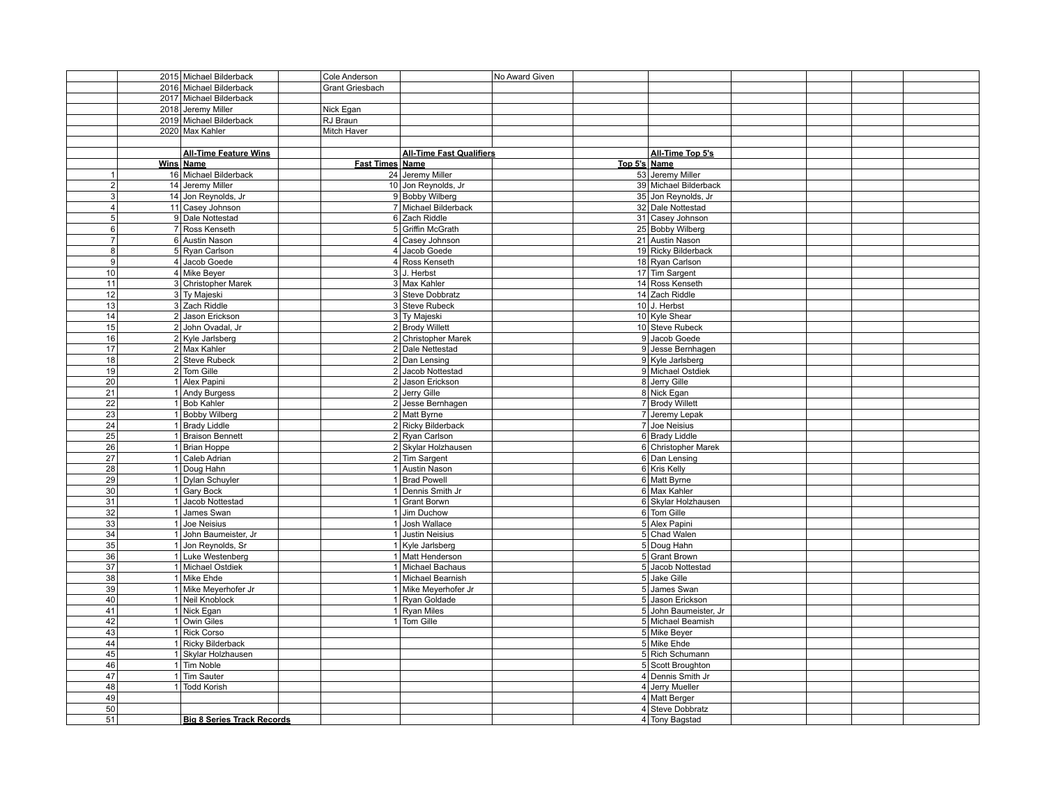| | | | | | | | | | | | |
|---|---|---|---|---|---|---|---|---|---|---|---|
| | 2015 | Michael Bilderback | Cole Anderson | | No Award Given | | | | | | |
| | 2016 | Michael Bilderback | Grant Griesbach | | | | | | | | |
| | 2017 | Michael Bilderback | | | | | | | | | |
| | 2018 | Jeremy Miller | Nick Egan | | | | | | | | |
| | 2019 | Michael Bilderback | RJ Braun | | | | | | | | |
| | 2020 | Max Kahler | Mitch Haver | | | | | | | | |

| | | **All-Time Feature Wins** | | **All-Time Fast Qualifiers** | | **All-Time Top 5's** |
|---|---|---|---|---|---|---|
| | **Wins** | **Name** | **Fast Times** | **Name** | **Top 5's** | **Name** |
| 1 | 16 | Michael Bilderback | 24 | Jeremy Miller | 53 | Jeremy Miller |
| 2 | 14 | Jeremy Miller | 10 | Jon Reynolds, Jr | 39 | Michael Bilderback |
| 3 | 14 | Jon Reynolds, Jr | 9 | Bobby Wilberg | 35 | Jon Reynolds, Jr |
| 4 | 11 | Casey Johnson | 7 | Michael Bilderback | 32 | Dale Nottestad |
| 5 | 9 | Dale Nottestad | 6 | Zach Riddle | 31 | Casey Johnson |
| 6 | 7 | Ross Kenseth | 5 | Griffin McGrath | 25 | Bobby Wilberg |
| 7 | 6 | Austin Nason | 4 | Casey Johnson | 21 | Austin Nason |
| 8 | 5 | Ryan Carlson | 4 | Jacob Goede | 19 | Ricky Bilderback |
| 9 | 4 | Jacob Goede | 4 | Ross Kenseth | 18 | Ryan Carlson |
| 10 | 4 | Mike Beyer | 3 | J. Herbst | 17 | Tim Sargent |
| 11 | 3 | Christopher Marek | 3 | Max Kahler | 14 | Ross Kenseth |
| 12 | 3 | Ty Majeski | 3 | Steve Dobbratz | 14 | Zach Riddle |
| 13 | 3 | Zach Riddle | 3 | Steve Rubeck | 10 | J. Herbst |
| 14 | 2 | Jason Erickson | 3 | Ty Majeski | 10 | Kyle Shear |
| 15 | 2 | John Ovadal, Jr | 2 | Brody Willett | 10 | Steve Rubeck |
| 16 | 2 | Kyle Jarlsberg | 2 | Christopher Marek | 9 | Jacob Goede |
| 17 | 2 | Max Kahler | 2 | Dale Nettestad | 9 | Jesse Bernhagen |
| 18 | 2 | Steve Rubeck | 2 | Dan Lensing | 9 | Kyle Jarlsberg |
| 19 | 2 | Tom Gille | 2 | Jacob Nottestad | 9 | Michael Ostdiek |
| 20 | 1 | Alex Papini | 2 | Jason Erickson | 8 | Jerry Gille |
| 21 | 1 | Andy Burgess | 2 | Jerry Gille | 8 | Nick Egan |
| 22 | 1 | Bob Kahler | 2 | Jesse Bernhagen | 7 | Brody Willett |
| 23 | 1 | Bobby Wilberg | 2 | Matt Byrne | 7 | Jeremy Lepak |
| 24 | 1 | Brady Liddle | 2 | Ricky Bilderback | 7 | Joe Neisius |
| 25 | 1 | Braison Bennett | 2 | Ryan Carlson | 6 | Brady Liddle |
| 26 | 1 | Brian Hoppe | 2 | Skylar Holzhausen | 6 | Christopher Marek |
| 27 | 1 | Caleb Adrian | 2 | Tim Sargent | 6 | Dan Lensing |
| 28 | 1 | Doug Hahn | 1 | Austin Nason | 6 | Kris Kelly |
| 29 | 1 | Dylan Schuyler | 1 | Brad Powell | 6 | Matt Byrne |
| 30 | 1 | Gary Bock | 1 | Dennis Smith Jr | 6 | Max Kahler |
| 31 | 1 | Jacob Nottestad | 1 | Grant Borwn | 6 | Skylar Holzhausen |
| 32 | 1 | James Swan | 1 | Jim Duchow | 6 | Tom Gille |
| 33 | 1 | Joe Neisius | 1 | Josh Wallace | 5 | Alex Papini |
| 34 | 1 | John Baumeister, Jr | 1 | Justin Neisius | 5 | Chad Walen |
| 35 | 1 | Jon Reynolds, Sr | 1 | Kyle Jarlsberg | 5 | Doug Hahn |
| 36 | 1 | Luke Westenberg | 1 | Matt Henderson | 5 | Grant Brown |
| 37 | 1 | Michael Ostdiek | 1 | Michael Bachaus | 5 | Jacob Nottestad |
| 38 | 1 | Mike Ehde | 1 | Michael Bearnish | 5 | Jake Gille |
| 39 | 1 | Mike Meyerhofer Jr | 1 | Mike Meyerhofer Jr | 5 | James Swan |
| 40 | 1 | Neil Knoblock | 1 | Ryan Goldade | 5 | Jason Erickson |
| 41 | 1 | Nick Egan | 1 | Ryan Miles | 5 | John Baumeister, Jr |
| 42 | 1 | Owin Giles | 1 | Tom Gille | 5 | Michael Beamish |
| 43 | 1 | Rick Corso | | | 5 | Mike Beyer |
| 44 | 1 | Ricky Bilderback | | | 5 | Mike Ehde |
| 45 | 1 | Skylar Holzhausen | | | 5 | Rich Schumann |
| 46 | 1 | Tim Noble | | | 5 | Scott Broughton |
| 47 | 1 | Tim Sauter | | | 4 | Dennis Smith Jr |
| 48 | 1 | Todd Korish | | | 4 | Jerry Mueller |
| 49 | | | | | 4 | Matt Berger |
| 50 | | | | | 4 | Steve Dobbratz |
| 51 | | **Big 8 Series Track Records** | | | 4 | Tony Bagstad |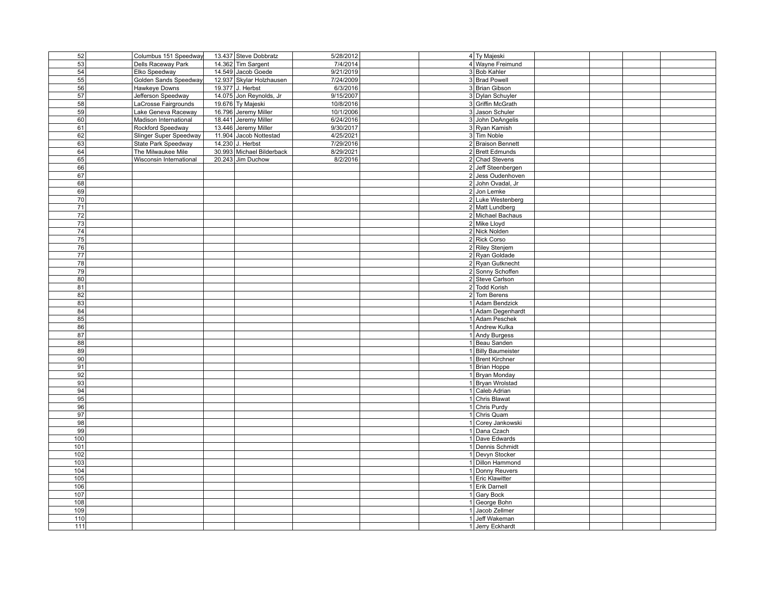| | | | | | | | | | | | | |
|---|---|---|---|---|---|---|---|---|---|---|---|---|
| 52 | | Columbus 151 Speedway | 13.437 | Steve Dobbratz | 5/28/2012 | | 4 | Ty Majeski | | | | |
| 53 | | Dells Raceway Park | 14.362 | Tim Sargent | 7/4/2014 | | 4 | Wayne Freimund | | | | |
| 54 | | Elko Speedway | 14.549 | Jacob Goede | 9/21/2019 | | 3 | Bob Kahler | | | | |
| 55 | | Golden Sands Speedway | 12.937 | Skylar Holzhausen | 7/24/2009 | | 3 | Brad Powell | | | | |
| 56 | | Hawkeye Downs | 19.377 | J. Herbst | 6/3/2016 | | 3 | Brian Gibson | | | | |
| 57 | | Jefferson Speedway | 14.075 | Jon Reynolds, Jr | 9/15/2007 | | 3 | Dylan Schuyler | | | | |
| 58 | | LaCrosse Fairgrounds | 19.676 | Ty Majeski | 10/8/2016 | | 3 | Griffin McGrath | | | | |
| 59 | | Lake Geneva Raceway | 16.796 | Jeremy Miller | 10/1/2006 | | 3 | Jason Schuler | | | | |
| 60 | | Madison International | 18.441 | Jeremy Miller | 6/24/2016 | | 3 | John DeAngelis | | | | |
| 61 | | Rockford Speedway | 13.446 | Jeremy Miller | 9/30/2017 | | 3 | Ryan Kamish | | | | |
| 62 | | Slinger Super Speedway | 11.904 | Jacob Nottestad | 4/25/2021 | | 3 | Tim Noble | | | | |
| 63 | | State Park Speedway | 14.230 | J. Herbst | 7/29/2016 | | 2 | Braison Bennett | | | | |
| 64 | | The Milwaukee Mile | 30.993 | Michael Bilderback | 8/29/2021 | | 2 | Brett Edmunds | | | | |
| 65 | | Wisconsin International | 20.243 | Jim Duchow | 8/2/2016 | | 2 | Chad Stevens | | | | |
| 66 | | | | | | | 2 | Jeff Steenbergen | | | | |
| 67 | | | | | | | 2 | Jess Oudenhoven | | | | |
| 68 | | | | | | | 2 | John Ovadal, Jr | | | | |
| 69 | | | | | | | 2 | Jon Lemke | | | | |
| 70 | | | | | | | 2 | Luke Westenberg | | | | |
| 71 | | | | | | | 2 | Matt Lundberg | | | | |
| 72 | | | | | | | 2 | Michael Bachaus | | | | |
| 73 | | | | | | | 2 | Mike Lloyd | | | | |
| 74 | | | | | | | 2 | Nick Nolden | | | | |
| 75 | | | | | | | 2 | Rick Corso | | | | |
| 76 | | | | | | | 2 | Riley Stenjem | | | | |
| 77 | | | | | | | 2 | Ryan Goldade | | | | |
| 78 | | | | | | | 2 | Ryan Gutknecht | | | | |
| 79 | | | | | | | 2 | Sonny Schoffen | | | | |
| 80 | | | | | | | 2 | Steve Carlson | | | | |
| 81 | | | | | | | 2 | Todd Korish | | | | |
| 82 | | | | | | | 2 | Tom Berens | | | | |
| 83 | | | | | | | 1 | Adam Bendzick | | | | |
| 84 | | | | | | | 1 | Adam Degenhardt | | | | |
| 85 | | | | | | | 1 | Adam Peschek | | | | |
| 86 | | | | | | | 1 | Andrew Kulka | | | | |
| 87 | | | | | | | 1 | Andy Burgess | | | | |
| 88 | | | | | | | 1 | Beau Sanden | | | | |
| 89 | | | | | | | 1 | Billy Baumeister | | | | |
| 90 | | | | | | | 1 | Brent Kirchner | | | | |
| 91 | | | | | | | 1 | Brian Hoppe | | | | |
| 92 | | | | | | | 1 | Bryan Monday | | | | |
| 93 | | | | | | | 1 | Bryan Wrolstad | | | | |
| 94 | | | | | | | 1 | Caleb Adrian | | | | |
| 95 | | | | | | | 1 | Chris Blawat | | | | |
| 96 | | | | | | | 1 | Chris Purdy | | | | |
| 97 | | | | | | | 1 | Chris Quam | | | | |
| 98 | | | | | | | 1 | Corey Jankowski | | | | |
| 99 | | | | | | | 1 | Dana Czach | | | | |
| 100 | | | | | | | 1 | Dave Edwards | | | | |
| 101 | | | | | | | 1 | Dennis Schmidt | | | | |
| 102 | | | | | | | 1 | Devyn Stocker | | | | |
| 103 | | | | | | | 1 | Dillon Hammond | | | | |
| 104 | | | | | | | 1 | Donny Reuvers | | | | |
| 105 | | | | | | | 1 | Eric Klawitter | | | | |
| 106 | | | | | | | 1 | Erik Darnell | | | | |
| 107 | | | | | | | 1 | Gary Bock | | | | |
| 108 | | | | | | | 1 | George Bohn | | | | |
| 109 | | | | | | | 1 | Jacob Zellmer | | | | |
| 110 | | | | | | | 1 | Jeff Wakeman | | | | |
| 111 | | | | | | | 1 | Jerry Eckhardt | | | | |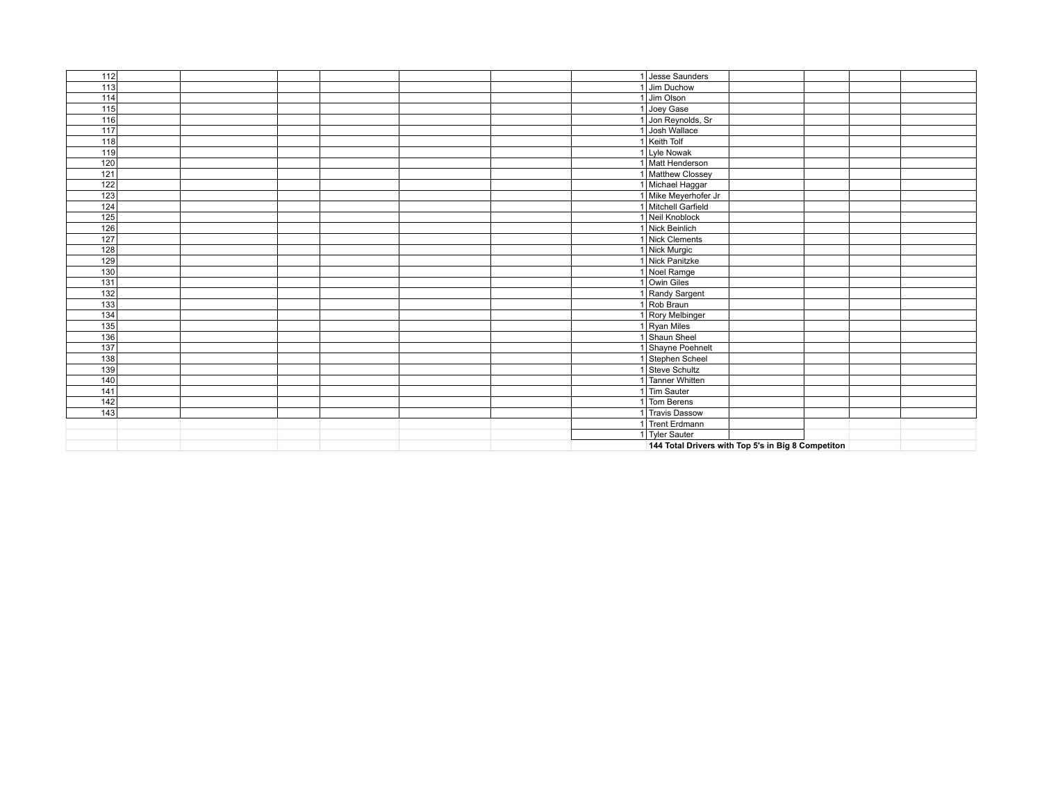| | | | | | | | | | | | | |
|---|---|---|---|---|---|---|---|---|---|---|---|---|
| 112 | | | | | | | 1 | Jesse Saunders | | | | |
| 113 | | | | | | | 1 | Jim Duchow | | | | |
| 114 | | | | | | | 1 | Jim Olson | | | | |
| 115 | | | | | | | 1 | Joey Gase | | | | |
| 116 | | | | | | | 1 | Jon Reynolds, Sr | | | | |
| 117 | | | | | | | 1 | Josh Wallace | | | | |
| 118 | | | | | | | 1 | Keith Tolf | | | | |
| 119 | | | | | | | 1 | Lyle Nowak | | | | |
| 120 | | | | | | | 1 | Matt Henderson | | | | |
| 121 | | | | | | | 1 | Matthew Clossey | | | | |
| 122 | | | | | | | 1 | Michael Haggar | | | | |
| 123 | | | | | | | 1 | Mike Meyerhofer Jr | | | | |
| 124 | | | | | | | 1 | Mitchell Garfield | | | | |
| 125 | | | | | | | 1 | Neil Knoblock | | | | |
| 126 | | | | | | | 1 | Nick Beinlich | | | | |
| 127 | | | | | | | 1 | Nick Clements | | | | |
| 128 | | | | | | | 1 | Nick Murgic | | | | |
| 129 | | | | | | | 1 | Nick Panitzke | | | | |
| 130 | | | | | | | 1 | Noel Ramge | | | | |
| 131 | | | | | | | 1 | Owin Giles | | | | |
| 132 | | | | | | | 1 | Randy Sargent | | | | |
| 133 | | | | | | | 1 | Rob Braun | | | | |
| 134 | | | | | | | 1 | Rory Melbinger | | | | |
| 135 | | | | | | | 1 | Ryan Miles | | | | |
| 136 | | | | | | | 1 | Shaun Sheel | | | | |
| 137 | | | | | | | 1 | Shayne Poehnelt | | | | |
| 138 | | | | | | | 1 | Stephen Scheel | | | | |
| 139 | | | | | | | 1 | Steve Schultz | | | | |
| 140 | | | | | | | 1 | Tanner Whitten | | | | |
| 141 | | | | | | | 1 | Tim Sauter | | | | |
| 142 | | | | | | | 1 | Tom Berens | | | | |
| 143 | | | | | | | 1 | Travis Dassow | | | | |
| | | | | | | | 1 | Trent Erdmann | | | | |
| | | | | | | | 1 | Tyler Sauter | | | | |
| | | | | | | | | **144 Total Drivers with Top 5's in Big 8 Competiton** | | | | |